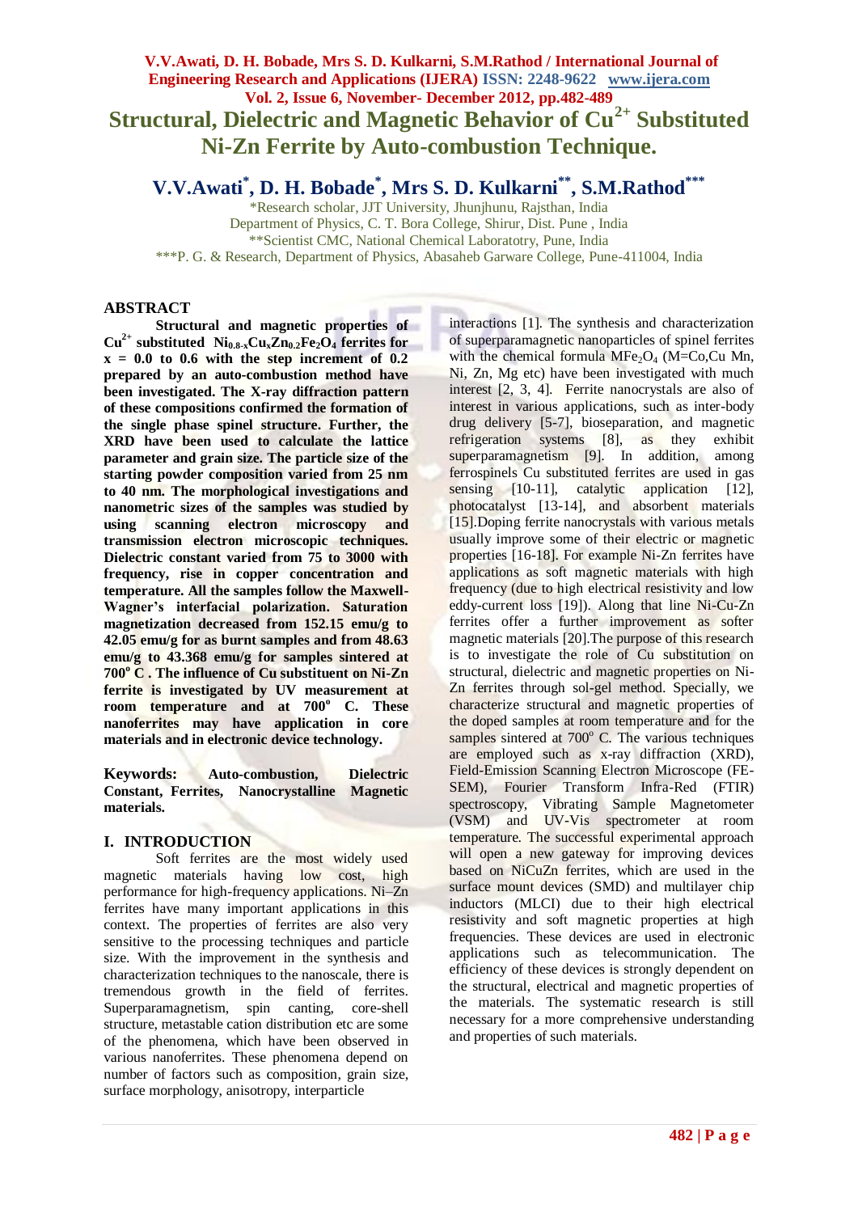# Structural, Dielectric and Magnetic Behavior of $Cu^{2+}$ Substituted Ni-Zn Ferrite by Auto-combustion Technique.

**V.V.Awati[*], D. H. Bobade[*], Mrs S. D. Kulkarni[**], S.M.Rathod[***]**

*Research scholar, JJT University, Jhunjhunu, Rajsthan, India
Department of Physics, C. T. Bora College, Shirur, Dist. Pune , India
**Scientist CMC, National Chemical Laboratotry, Pune, India
***P. G. & Research, Department of Physics, Abasaheb Garware College, Pune-411004, India

## ABSTRACT

**Structural and magnetic properties of $Cu^{2+}$ substituted $Ni_{0.8-x}Cu_xZn_{0.2}Fe_2O_4$ ferrites for x = 0.0 to 0.6 with the step increment of 0.2 prepared by an auto-combustion method have been investigated. The X-ray diffraction pattern of these compositions confirmed the formation of the single phase spinel structure. Further, the XRD have been used to calculate the lattice parameter and grain size. The particle size of the starting powder composition varied from 25 nm to 40 nm. The morphological investigations and nanometric sizes of the samples was studied by using scanning electron microscopy and transmission electron microscopic techniques. Dielectric constant varied from 75 to 3000 with frequency, rise in copper concentration and temperature. All the samples follow the Maxwell-Wagner's interfacial polarization. Saturation magnetization decreased from 152.15 emu/g to 42.05 emu/g for as burnt samples and from 48.63 emu/g to 43.368 emu/g for samples sintered at 700° C . The influence of Cu substituent on Ni-Zn ferrite is investigated by UV measurement at room temperature and at 700° C. These nanoferrites may have application in core materials and in electronic device technology.**

**Keywords: Auto-combustion, Dielectric Constant, Ferrites, Nanocrystalline Magnetic materials.**

## I. INTRODUCTION

Soft ferrites are the most widely used magnetic materials having low cost, high performance for high-frequency applications. Ni–Zn ferrites have many important applications in this context. The properties of ferrites are also very sensitive to the processing techniques and particle size. With the improvement in the synthesis and characterization techniques to the nanoscale, there is tremendous growth in the field of ferrites. Superparamagnetism, spin canting, core-shell structure, metastable cation distribution etc are some of the phenomena, which have been observed in various nanoferrites. These phenomena depend on number of factors such as composition, grain size, surface morphology, anisotropy, interparticle interactions [1]. The synthesis and characterization of superparamagnetic nanoparticles of spinel ferrites with the chemical formula $MFe_2O_4$ (M=Co,Cu Mn, Ni, Zn, Mg etc) have been investigated with much interest [2, 3, 4]. Ferrite nanocrystals are also of interest in various applications, such as inter-body drug delivery [5-7], bioseparation, and magnetic refrigeration systems [8], as they exhibit superparamagnetism [9]. In addition, among ferrospinels Cu substituted ferrites are used in gas sensing [10-11], catalytic application [12], photocatalyst [13-14], and absorbent materials [15].Doping ferrite nanocrystals with various metals usually improve some of their electric or magnetic properties [16-18]. For example Ni-Zn ferrites have applications as soft magnetic materials with high frequency (due to high electrical resistivity and low eddy-current loss [19]). Along that line Ni-Cu-Zn ferrites offer a further improvement as softer magnetic materials [20].The purpose of this research is to investigate the role of Cu substitution on structural, dielectric and magnetic properties on Ni-Zn ferrites through sol-gel method. Specially, we characterize structural and magnetic properties of the doped samples at room temperature and for the samples sintered at 700° C. The various techniques are employed such as x-ray diffraction (XRD), Field-Emission Scanning Electron Microscope (FE-SEM), Fourier Transform Infra-Red (FTIR) spectroscopy, Vibrating Sample Magnetometer (VSM) and UV-Vis spectrometer at room temperature. The successful experimental approach will open a new gateway for improving devices based on NiCuZn ferrites, which are used in the surface mount devices (SMD) and multilayer chip inductors (MLCI) due to their high electrical resistivity and soft magnetic properties at high frequencies. These devices are used in electronic applications such as telecommunication. The efficiency of these devices is strongly dependent on the structural, electrical and magnetic properties of the materials. The systematic research is still necessary for a more comprehensive understanding and properties of such materials.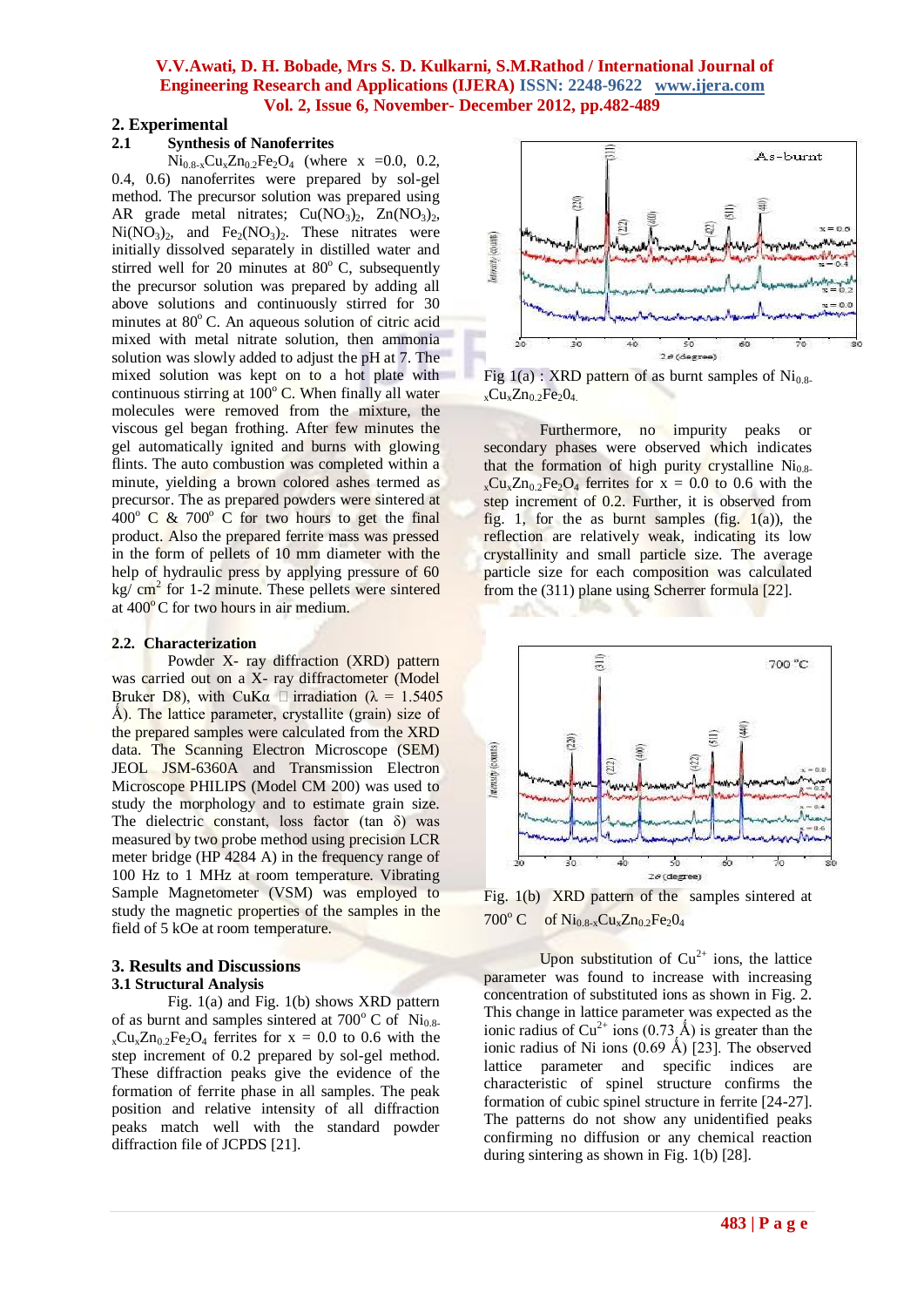## 2. Experimental

### 2.1 Synthesis of Nanoferrites

$Ni_{0.8-x}Cu_xZn_{0.2}Fe_2O_4$ (where x =0.0, 0.2, 0.4, 0.6) nanoferrites were prepared by sol-gel method. The precursor solution was prepared using AR grade metal nitrates; $Cu(NO_3)_2$, $Zn(NO_3)_2$, $Ni(NO_3)_2$, and $Fe_2(NO_3)_2$. These nitrates were initially dissolved separately in distilled water and stirred well for 20 minutes at $80^o$ C, subsequently the precursor solution was prepared by adding all above solutions and continuously stirred for 30 minutes at $80^o$ C. An aqueous solution of citric acid mixed with metal nitrate solution, then ammonia solution was slowly added to adjust the pH at 7. The mixed solution was kept on to a hot plate with continuous stirring at $100^o$ C. When finally all water molecules were removed from the mixture, the viscous gel began frothing. After few minutes the gel automatically ignited and burns with glowing flints. The auto combustion was completed within a minute, yielding a brown colored ashes termed as precursor. The as prepared powders were sintered at $400^o$ C & $700^o$ C for two hours to get the final product. Also the prepared ferrite mass was pressed in the form of pellets of 10 mm diameter with the help of hydraulic press by applying pressure of 60 kg/ $cm^2$ for 1-2 minute. These pellets were sintered at $400^o$C for two hours in air medium.

### 2.2. Characterization

Powder X- ray diffraction (XRD) pattern was carried out on a X- ray diffractometer (Model Bruker D8), with CuKα irradiation (λ = 1.5405 Å). The lattice parameter, crystallite (grain) size of the prepared samples were calculated from the XRD data. The Scanning Electron Microscope (SEM) JEOL JSM-6360A and Transmission Electron Microscope PHILIPS (Model CM 200) was used to study the morphology and to estimate grain size. The dielectric constant, loss factor (tan δ) was measured by two probe method using precision LCR meter bridge (HP 4284 A) in the frequency range of 100 Hz to 1 MHz at room temperature. Vibrating Sample Magnetometer (VSM) was employed to study the magnetic properties of the samples in the field of 5 kOe at room temperature.

## 3. Results and Discussions

### 3.1 Structural Analysis

Fig. 1(a) and Fig. 1(b) shows XRD pattern of as burnt and samples sintered at $700^o$ C of $Ni_{0.8-x}Cu_xZn_{0.2}Fe_2O_4$ ferrites for x = 0.0 to 0.6 with the step increment of 0.2 prepared by sol-gel method. These diffraction peaks give the evidence of the formation of ferrite phase in all samples. The peak position and relative intensity of all diffraction peaks match well with the standard powder diffraction file of JCPDS [21].

Fig 1(a) : XRD pattern of as burnt samples of $Ni_{0.8-x}Cu_xZn_{0.2}Fe_2O_4$.

Furthermore, no impurity peaks or secondary phases were observed which indicates that the formation of high purity crystalline $Ni_{0.8-x}Cu_xZn_{0.2}Fe_2O_4$ ferrites for x = 0.0 to 0.6 with the step increment of 0.2. Further, it is observed from fig. 1, for the as burnt samples (fig. 1(a)), the reflection are relatively weak, indicating its low crystallinity and small particle size. The average particle size for each composition was calculated from the (311) plane using Scherrer formula [22].

Fig. 1(b) XRD pattern of the samples sintered at $700^o$ C of $Ni_{0.8-x}Cu_xZn_{0.2}Fe_2O_4$

Upon substitution of $Cu^{2+}$ ions, the lattice parameter was found to increase with increasing concentration of substituted ions as shown in Fig. 2. This change in lattice parameter was expected as the ionic radius of $Cu^{2+}$ ions (0.73 Å) is greater than the ionic radius of Ni ions (0.69 Å) [23]. The observed lattice parameter and specific indices are characteristic of spinel structure confirms the formation of cubic spinel structure in ferrite [24-27]. The patterns do not show any unidentified peaks confirming no diffusion or any chemical reaction during sintering as shown in Fig. 1(b) [28].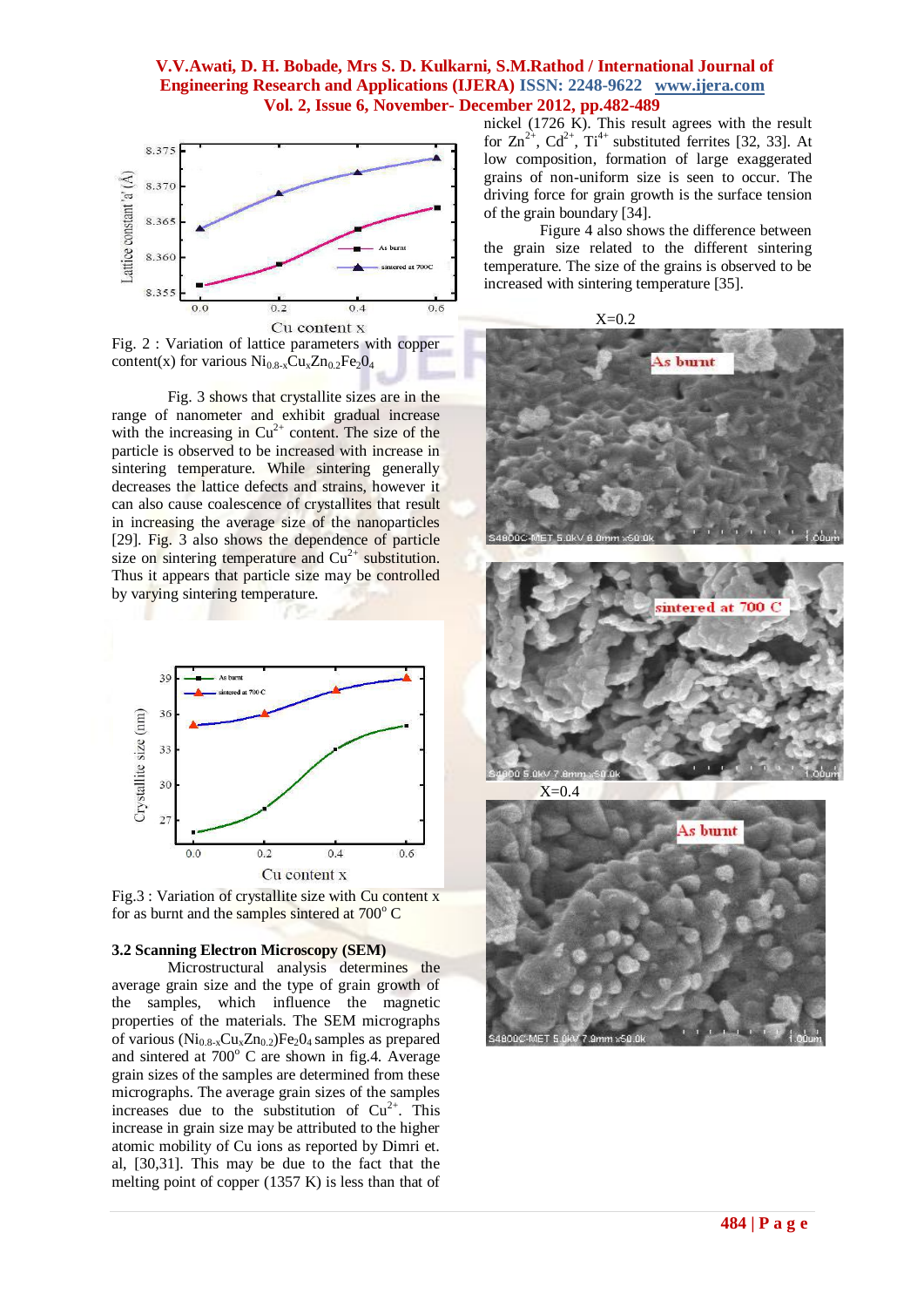Fig. 2 : Variation of lattice parameters with copper content(x) for various $Ni_{0.8-x}Cu_xZn_{0.2}Fe_2O_4$

Fig. 3 shows that crystallite sizes are in the range of nanometer and exhibit gradual increase with the increasing in $Cu^{2+}$ content. The size of the particle is observed to be increased with increase in sintering temperature. While sintering generally decreases the lattice defects and strains, however it can also cause coalescence of crystallites that result in increasing the average size of the nanoparticles [29]. Fig. 3 also shows the dependence of particle size on sintering temperature and $Cu^{2+}$ substitution. Thus it appears that particle size may be controlled by varying sintering temperature.

Fig.3 : Variation of crystallite size with Cu content x for as burnt and the samples sintered at 700° C

### 3.2 Scanning Electron Microscopy (SEM)

Microstructural analysis determines the average grain size and the type of grain growth of the samples, which influence the magnetic properties of the materials. The SEM micrographs of various $(Ni_{0.8-x}Cu_xZn_{0.2})Fe_2O_4$ samples as prepared and sintered at 700° C are shown in fig.4. Average grain sizes of the samples are determined from these micrographs. The average grain sizes of the samples increases due to the substitution of $Cu^{2+}$. This increase in grain size may be attributed to the higher atomic mobility of Cu ions as reported by Dimri et. al, [30,31]. This may be due to the fact that the melting point of copper (1357 K) is less than that of nickel (1726 K). This result agrees with the result for $Zn^{2+}$, $Cd^{2+}$, $Ti^{4+}$ substituted ferrites [32, 33]. At low composition, formation of large exaggerated grains of non-uniform size is seen to occur. The driving force for grain growth is the surface tension of the grain boundary [34].

Figure 4 also shows the difference between the grain size related to the different sintering temperature. The size of the grains is observed to be increased with sintering temperature [35].

X=0.2

X=0.4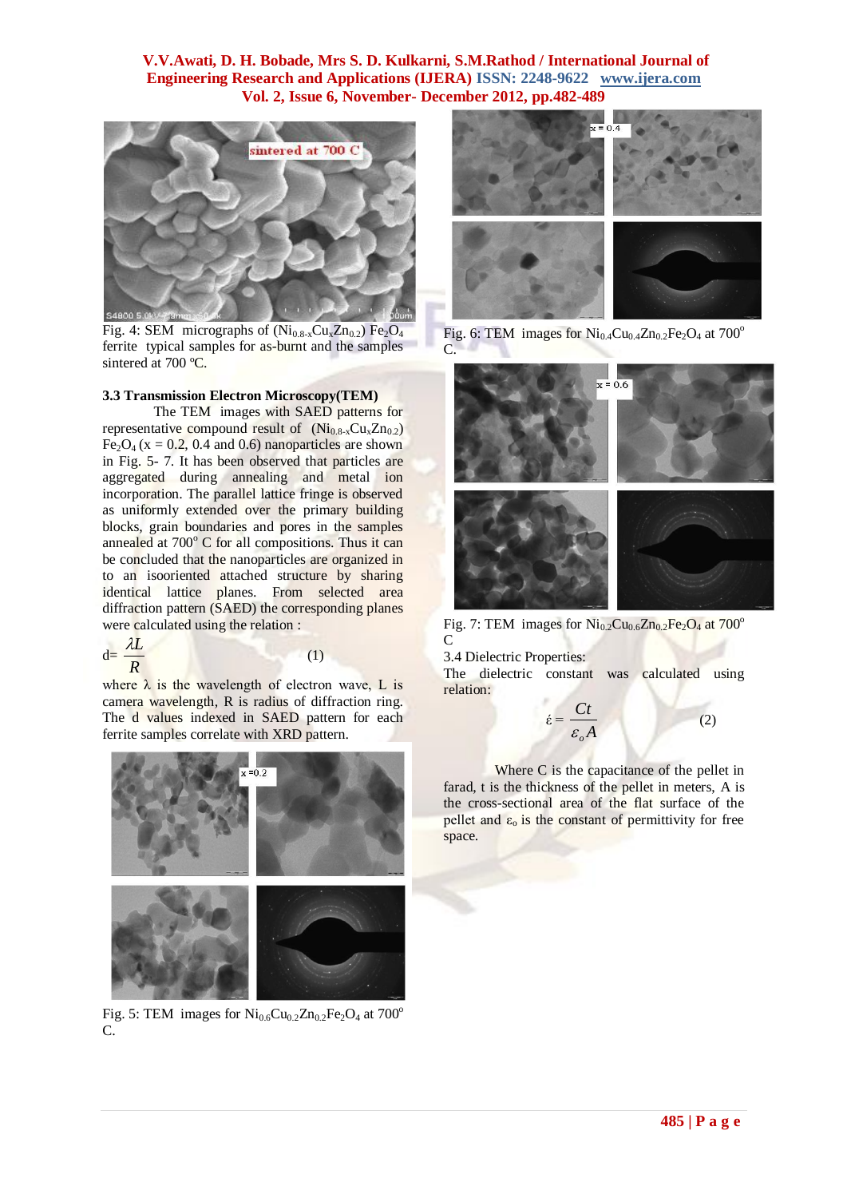Fig. 4: SEM micrographs of ($Ni_{0.8-x}Cu_xZn_{0.2}$) $Fe_2O_4$ ferrite typical samples for as-burnt and the samples sintered at 700 ºC.

### 3.3 Transmission Electron Microscopy(TEM)

The TEM images with SAED patterns for representative compound result of ($Ni_{0.8-x}Cu_xZn_{0.2}$) $Fe_2O_4$ (x = 0.2, 0.4 and 0.6) nanoparticles are shown in Fig. 5- 7. It has been observed that particles are aggregated during annealing and metal ion incorporation. The parallel lattice fringe is observed as uniformly extended over the primary building blocks, grain boundaries and pores in the samples annealed at 700º C for all compositions. Thus it can be concluded that the nanoparticles are organized in to an isooriented attached structure by sharing identical lattice planes. From selected area diffraction pattern (SAED) the corresponding planes were calculated using the relation :

$$d = \frac{\lambda L}{R} \qquad (1)$$

where $\lambda$ is the wavelength of electron wave, L is camera wavelength, R is radius of diffraction ring. The d values indexed in SAED pattern for each ferrite samples correlate with XRD pattern.

Fig. 5: TEM images for $Ni_{0.6}Cu_{0.2}Zn_{0.2}Fe_2O_4$ at 700º C.

Fig. 6: TEM images for $Ni_{0.4}Cu_{0.4}Zn_{0.2}Fe_2O_4$ at 700º C.

Fig. 7: TEM images for $Ni_{0.2}Cu_{0.6}Zn_{0.2}Fe_2O_4$ at 700º C

3.4 Dielectric Properties:

The dielectric constant was calculated using relation:

$$\acute{\varepsilon} = \frac{Ct}{\varepsilon_o A} \qquad (2)$$

Where C is the capacitance of the pellet in farad, t is the thickness of the pellet in meters, A is the cross-sectional area of the flat surface of the pellet and $\varepsilon_o$ is the constant of permittivity for free space.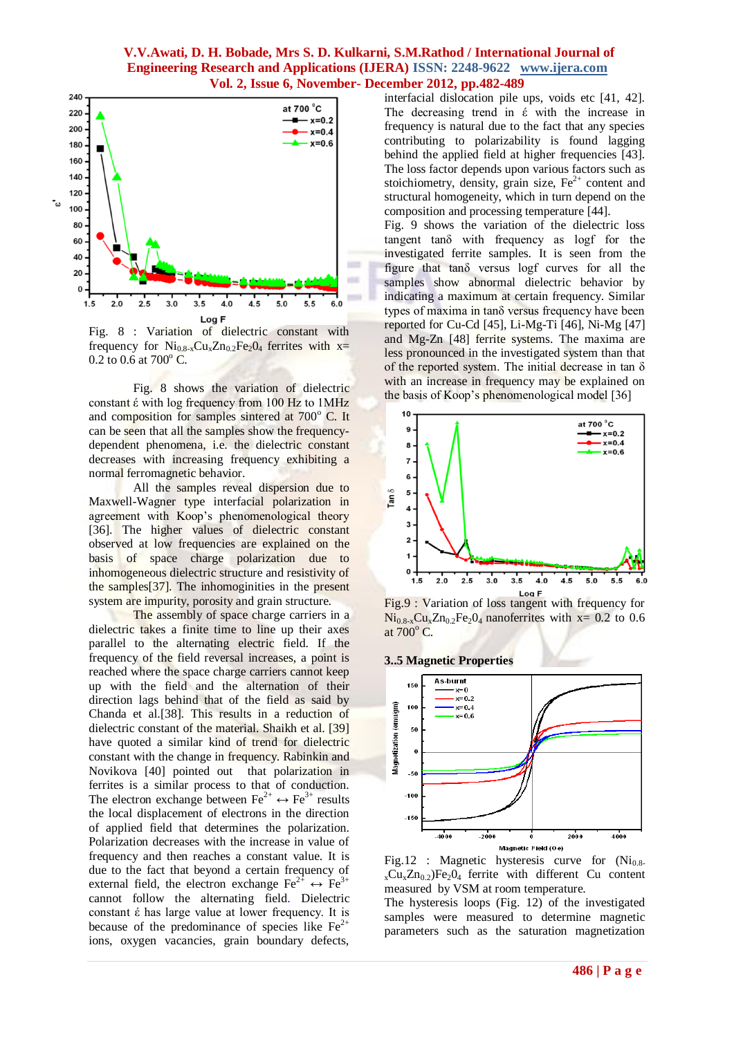Fig. 8 : Variation of dielectric constant with frequency for $Ni_{0.8-x}Cu_xZn_{0.2}Fe_2O_4$ ferrites with x= 0.2 to 0.6 at 700° C.

Fig. 8 shows the variation of dielectric constant έ with log frequency from 100 Hz to 1MHz and composition for samples sintered at 700° C. It can be seen that all the samples show the frequency-dependent phenomena, i.e. the dielectric constant decreases with increasing frequency exhibiting a normal ferromagnetic behavior.

All the samples reveal dispersion due to Maxwell-Wagner type interfacial polarization in agreement with Koop's phenomenological theory [36]. The higher values of dielectric constant observed at low frequencies are explained on the basis of space charge polarization due to inhomogeneous dielectric structure and resistivity of the samples[37]. The inhomogineities in the present system are impurity, porosity and grain structure.

The assembly of space charge carriers in a dielectric takes a finite time to line up their axes parallel to the alternating electric field. If the frequency of the field reversal increases, a point is reached where the space charge carriers cannot keep up with the field and the alternation of their direction lags behind that of the field as said by Chanda et al.[38]. This results in a reduction of dielectric constant of the material. Shaikh et al. [39] have quoted a similar kind of trend for dielectric constant with the change in frequency. Rabinkin and Novikova [40] pointed out that polarization in ferrites is a similar process to that of conduction. The electron exchange between $Fe^{2+} \leftrightarrow Fe^{3+}$ results the local displacement of electrons in the direction of applied field that determines the polarization. Polarization decreases with the increase in value of frequency and then reaches a constant value. It is due to the fact that beyond a certain frequency of external field, the electron exchange $Fe^{2+} \leftrightarrow Fe^{3+}$ cannot follow the alternating field. Dielectric constant έ has large value at lower frequency. It is because of the predominance of species like $Fe^{2+}$ ions, oxygen vacancies, grain boundary defects, interfacial dislocation pile ups, voids etc [41, 42]. The decreasing trend in έ with the increase in frequency is natural due to the fact that any species contributing to polarizability is found lagging behind the applied field at higher frequencies [43]. The loss factor depends upon various factors such as stoichiometry, density, grain size, $Fe^{2+}$ content and structural homogeneity, which in turn depend on the composition and processing temperature [44].

Fig. 9 shows the variation of the dielectric loss tangent tanδ with frequency as logf for the investigated ferrite samples. It is seen from the figure that tanδ versus logf curves for all the samples show abnormal dielectric behavior by indicating a maximum at certain frequency. Similar types of maxima in tanδ versus frequency have been reported for Cu-Cd [45], Li-Mg-Ti [46], Ni-Mg [47] and Mg-Zn [48] ferrite systems. The maxima are less pronounced in the investigated system than that of the reported system. The initial decrease in tan δ with an increase in frequency may be explained on the basis of Koop's phenomenological model [36]

Fig.9 : Variation of loss tangent with frequency for $Ni_{0.8-x}Cu_xZn_{0.2}Fe_2O_4$ nanoferrites with x= 0.2 to 0.6 at 700° C.

### 3..5 Magnetic Properties

Fig.12 : Magnetic hysteresis curve for $(Ni_{0.8-x}Cu_xZn_{0.2})Fe_2O_4$ ferrite with different Cu content measured by VSM at room temperature.

The hysteresis loops (Fig. 12) of the investigated samples were measured to determine magnetic parameters such as the saturation magnetization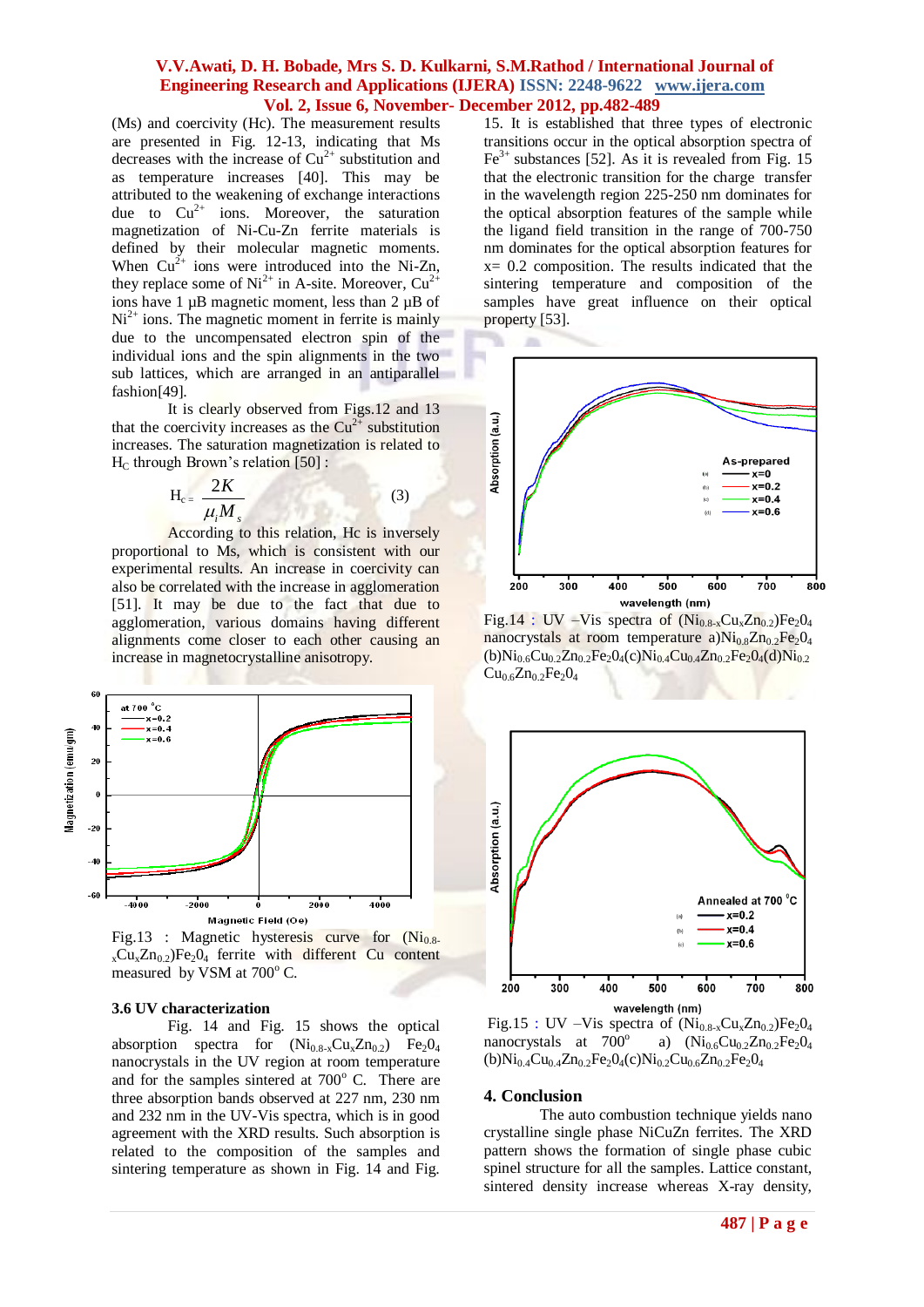(Ms) and coercivity (Hc). The measurement results are presented in Fig. 12-13, indicating that Ms decreases with the increase of $Cu^{2+}$ substitution and as temperature increases [40]. This may be attributed to the weakening of exchange interactions due to $Cu^{2+}$ ions. Moreover, the saturation magnetization of Ni-Cu-Zn ferrite materials is defined by their molecular magnetic moments. When $Cu^{2+}$ ions were introduced into the Ni-Zn, they replace some of $Ni^{2+}$ in A-site. Moreover, $Cu^{2+}$ ions have 1 μB magnetic moment, less than 2 μB of $Ni^{2+}$ ions. The magnetic moment in ferrite is mainly due to the uncompensated electron spin of the individual ions and the spin alignments in the two sub lattices, which are arranged in an antiparallel fashion[49].

It is clearly observed from Figs.12 and 13 that the coercivity increases as the $Cu^{2+}$ substitution increases. The saturation magnetization is related to $H_C$ through Brown's relation [50] :

$$H_c = \frac{2K}{\mu_i M_s} \qquad (3)$$

According to this relation, Hc is inversely proportional to Ms, which is consistent with our experimental results. An increase in coercivity can also be correlated with the increase in agglomeration [51]. It may be due to the fact that due to agglomeration, various domains having different alignments come closer to each other causing an increase in magnetocrystalline anisotropy.

Fig.13 : Magnetic hysteresis curve for $(Ni_{0.8-x}Cu_xZn_{0.2})Fe_2O_4$ ferrite with different Cu content measured by VSM at 700° C.

### 3.6 UV characterization

Fig. 14 and Fig. 15 shows the optical absorption spectra for $(Ni_{0.8-x}Cu_xZn_{0.2})$ $Fe_2O_4$ nanocrystals in the UV region at room temperature and for the samples sintered at 700° C. There are three absorption bands observed at 227 nm, 230 nm and 232 nm in the UV-Vis spectra, which is in good agreement with the XRD results. Such absorption is related to the composition of the samples and sintering temperature as shown in Fig. 14 and Fig. 15. It is established that three types of electronic transitions occur in the optical absorption spectra of $Fe^{3+}$ substances [52]. As it is revealed from Fig. 15 that the electronic transition for the charge transfer in the wavelength region 225-250 nm dominates for the optical absorption features of the sample while the ligand field transition in the range of 700-750 nm dominates for the optical absorption features for x= 0.2 composition. The results indicated that the sintering temperature and composition of the samples have great influence on their optical property [53].

Fig.14 : UV –Vis spectra of $(Ni_{0.8-x}Cu_xZn_{0.2})Fe_2O_4$ nanocrystals at room temperature a)$Ni_{0.8}Zn_{0.2}Fe_2O_4$ (b)$Ni_{0.6}Cu_{0.2}Zn_{0.2}Fe_2O_4$(c)$Ni_{0.4}Cu_{0.4}Zn_{0.2}Fe_2O_4$(d)$Ni_{0.2}Cu_{0.6}Zn_{0.2}Fe_2O_4$

Fig.15 : UV –Vis spectra of $(Ni_{0.8-x}Cu_xZn_{0.2})Fe_2O_4$ nanocrystals at 700° a) $(Ni_{0.6}Cu_{0.2}Zn_{0.2}Fe_2O_4$ (b)$Ni_{0.4}Cu_{0.4}Zn_{0.2}Fe_2O_4$(c)$Ni_{0.2}Cu_{0.6}Zn_{0.2}Fe_2O_4$

## 4. Conclusion

The auto combustion technique yields nano crystalline single phase NiCuZn ferrites. The XRD pattern shows the formation of single phase cubic spinel structure for all the samples. Lattice constant, sintered density increase whereas X-ray density,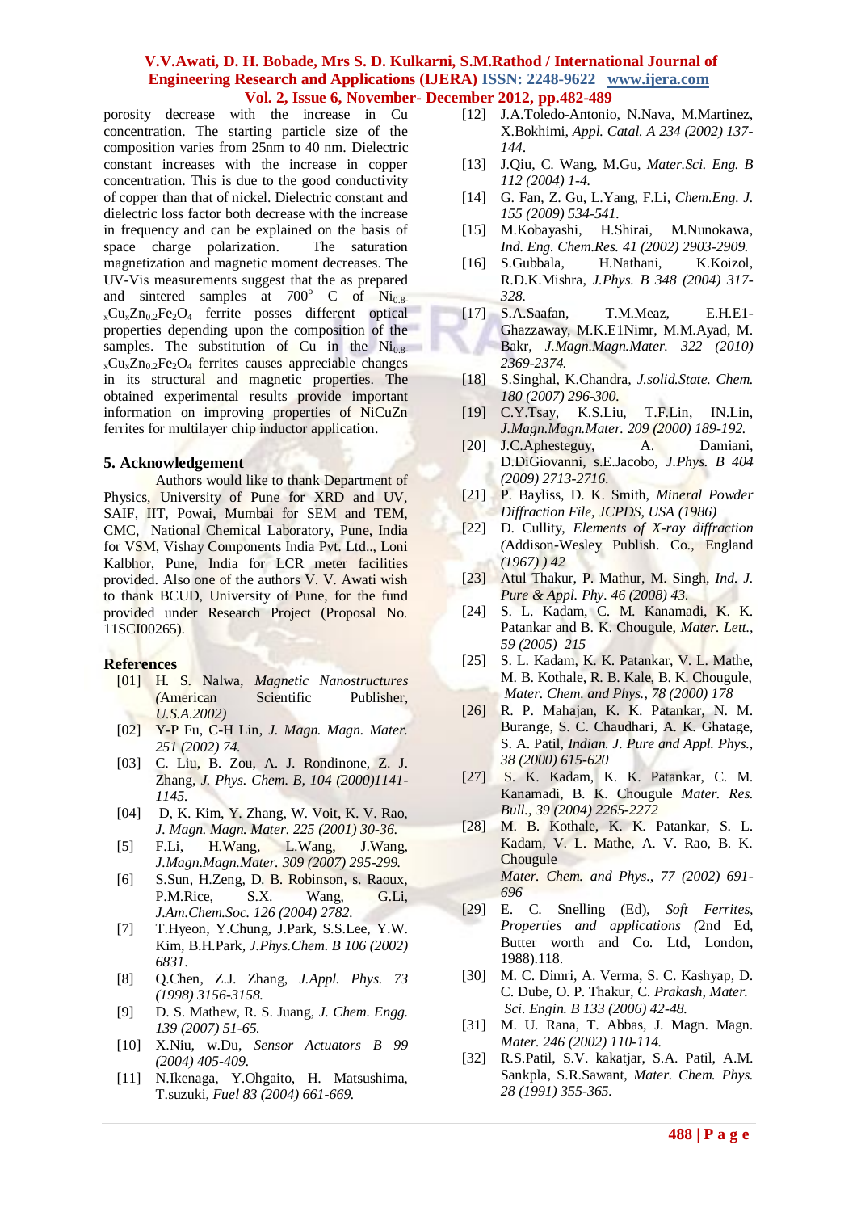porosity decrease with the increase in Cu concentration. The starting particle size of the composition varies from 25nm to 40 nm. Dielectric constant increases with the increase in copper concentration. This is due to the good conductivity of copper than that of nickel. Dielectric constant and dielectric loss factor both decrease with the increase in frequency and can be explained on the basis of space charge polarization. The saturation magnetization and magnetic moment decreases. The UV-Vis measurements suggest that the as prepared and sintered samples at 700° C of $Ni_{0.8-x}Cu_xZn_{0.2}Fe_2O_4$ ferrite posses different optical properties depending upon the composition of the samples. The substitution of Cu in the $Ni_{0.8-x}Cu_xZn_{0.2}Fe_2O_4$ ferrites causes appreciable changes in its structural and magnetic properties. The obtained experimental results provide important information on improving properties of NiCuZn ferrites for multilayer chip inductor application.

## 5. Acknowledgement

Authors would like to thank Department of Physics, University of Pune for XRD and UV, SAIF, IIT, Powai, Mumbai for SEM and TEM, CMC, National Chemical Laboratory, Pune, India for VSM, Vishay Components India Pvt. Ltd.., Loni Kalbhor, Pune, India for LCR meter facilities provided. Also one of the authors V. V. Awati wish to thank BCUD, University of Pune, for the fund provided under Research Project (Proposal No. 11SCI00265).

## References

[01] H. S. Nalwa, *Magnetic Nanostructures (*American Scientific Publisher, *U.S.A.2002)*

[02] Y-P Fu, C-H Lin, *J. Magn. Magn. Mater. 251 (2002) 74.*

[03] C. Liu, B. Zou, A. J. Rondinone, Z. J. Zhang, *J. Phys. Chem. B, 104 (2000)1141-1145.*

[04] D, K. Kim, Y. Zhang, W. Voit, K. V. Rao, *J. Magn. Magn. Mater. 225 (2001) 30-36.*

[5] F.Li, H.Wang, L.Wang, J.Wang, *J.Magn.Magn.Mater. 309 (2007) 295-299.*

[6] S.Sun, H.Zeng, D. B. Robinson, s. Raoux, P.M.Rice, S.X. Wang, G.Li, *J.Am.Chem.Soc. 126 (2004) 2782.*

[7] T.Hyeon, Y.Chung, J.Park, S.S.Lee, Y.W. Kim, B.H.Park, *J.Phys.Chem. B 106 (2002) 6831*.

[8] Q.Chen, Z.J. Zhang, *J.Appl. Phys. 73 (1998) 3156-3158.*

[9] D. S. Mathew, R. S. Juang, *J. Chem. Engg. 139 (2007) 51-65.*

[10] X.Niu, w.Du, *Sensor Actuators B 99 (2004) 405-409.*

[11] N.Ikenaga, Y.Ohgaito, H. Matsushima, T.suzuki, *Fuel 83 (2004) 661-669.*

[12] J.A.Toledo-Antonio, N.Nava, M.Martinez, X.Bokhimi, *Appl. Catal. A 234 (2002) 137-144.*

[13] J.Qiu, C. Wang, M.Gu, *Mater.Sci. Eng. B 112 (2004) 1-4.*

[14] G. Fan, Z. Gu, L.Yang, F.Li, *Chem.Eng. J. 155 (2009) 534-541.*

[15] M.Kobayashi, H.Shirai, M.Nunokawa, *Ind. Eng. Chem.Res. 41 (2002) 2903-2909.*

[16] S.Gubbala, H.Nathani, K.Koizol, R.D.K.Mishra, *J.Phys. B 348 (2004) 317-328.*

[17] S.A.Saafan, T.M.Meaz, E.H.E1-Ghazzaway, M.K.E1Nimr, M.M.Ayad, M. Bakr, *J.Magn.Magn.Mater. 322 (2010) 2369-2374.*

[18] S.Singhal, K.Chandra, *J.solid.State. Chem. 180 (2007) 296-300.*

[19] C.Y.Tsay, K.S.Liu, T.F.Lin, IN.Lin, *J.Magn.Magn.Mater. 209 (2000) 189-192.*

[20] J.C.Aphesteguy, A. Damiani, D.DiGiovanni, s.E.Jacobo, *J.Phys. B 404 (2009) 2713-2716.*

[21] P. Bayliss, D. K. Smith, *Mineral Powder Diffraction File, JCPDS, USA (1986)*

[22] D. Cullity, *Elements of X-ray diffraction (*Addison-Wesley Publish. Co., England *(1967) ) 42*

[23] Atul Thakur, P. Mathur, M. Singh, *Ind. J. Pure & Appl. Phy. 46 (2008) 43.*

[24] S. L. Kadam, C. M. Kanamadi, K. K. Patankar and B. K. Chougule, *Mater. Lett., 59 (2005) 215*

[25] S. L. Kadam, K. K. Patankar, V. L. Mathe, M. B. Kothale, R. B. Kale, B. K. Chougule, *Mater. Chem. and Phys., 78 (2000) 178*

[26] R. P. Mahajan, K. K. Patankar, N. M. Burange, S. C. Chaudhari, A. K. Ghatage, S. A. Patil, *Indian. J. Pure and Appl. Phys., 38 (2000) 615-620*

[27] S. K. Kadam, K. K. Patankar, C. M. Kanamadi, B. K. Chougule *Mater. Res. Bull., 39 (2004) 2265-2272*

[28] M. B. Kothale, K. K. Patankar, S. L. Kadam, V. L. Mathe, A. V. Rao, B. K. Chougule *Mater. Chem. and Phys., 77 (2002) 691-696*

[29] E. C. Snelling (Ed), *Soft Ferrites, Properties and applications (*2nd Ed, Butter worth and Co. Ltd, London, 1988).118.

[30] M. C. Dimri, A. Verma, S. C. Kashyap, D. C. Dube, O. P. Thakur, C. *Prakash, Mater. Sci. Engin. B 133 (2006) 42-48.*

[31] M. U. Rana, T. Abbas, J. Magn. Magn. *Mater. 246 (2002) 110-114.*

[32] R.S.Patil, S.V. kakatjar, S.A. Patil, A.M. Sankpla, S.R.Sawant, *Mater. Chem. Phys. 28 (1991) 355-365.*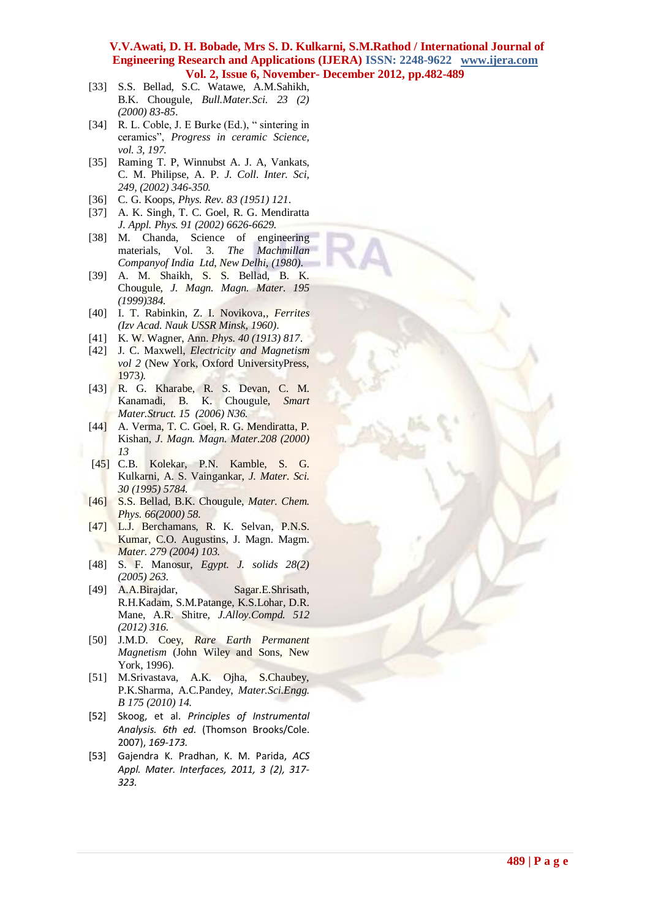[33] S.S. Bellad, S.C. Watawe, A.M.Sahikh, B.K. Chougule, *Bull.Mater.Sci. 23 (2) (2000) 83-85*.

[34] R. L. Coble, J. E Burke (Ed.), " sintering in ceramics", *Progress in ceramic Science, vol. 3, 197.*

[35] Raming T. P, Winnubst A. J. A, Vankats, C. M. Philipse, A. P. *J. Coll. Inter. Sci, 249, (2002) 346-350.*

[36] C. G. Koops, *Phys. Rev. 83 (1951) 121*.

[37] A. K. Singh, T. C. Goel, R. G. Mendiratta *J. Appl. Phys. 91 (2002) 6626-6629.*

[38] M. Chanda, Science of engineering materials, Vol. 3. *The Machmillan Companyof India Ltd, New Delhi, (1980).*

[39] A. M. Shaikh, S. S. Bellad, B. K. Chougule, *J. Magn. Magn. Mater. 195 (1999)384.*

[40] I. T. Rabinkin, Z. I. Novikova,, *Ferrites (Izv Acad. Nauk USSR Minsk, 1960)*.

[41] K. W. Wagner, Ann. *Phys. 40 (1913) 817*.

[42] J. C. Maxwell, *Electricity and Magnetism vol 2* (New York, Oxford UniversityPress, 1973*).*

[43] R. G. Kharabe, R. S. Devan, C. M. Kanamadi, B. K. Chougule, *Smart Mater.Struct. 15 (2006) N36.*

[44] A. Verma, T. C. Goel, R. G. Mendiratta, P. Kishan, *J. Magn. Magn. Mater.208 (2000) 13*

[45] C.B. Kolekar, P.N. Kamble, S. G. Kulkarni, A. S. Vaingankar, *J. Mater. Sci. 30 (1995) 5784.*

[46] S.S. Bellad, B.K. Chougule, *Mater. Chem. Phys. 66(2000) 58.*

[47] L.J. Berchamans, R. K. Selvan, P.N.S. Kumar, C.O. Augustins, J. Magn. Magm. *Mater. 279 (2004) 103.*

[48] S. F. Manosur, *Egypt. J. solids 28(2) (2005) 263.*

[49] A.A.Birajdar, Sagar.E.Shrisath, R.H.Kadam, S.M.Patange, K.S.Lohar, D.R. Mane, A.R. Shitre, *J.Alloy.Compd. 512 (2012) 316.*

[50] J.M.D. Coey, *Rare Earth Permanent Magnetism* (John Wiley and Sons, New York, 1996).

[51] M.Srivastava, A.K. Ojha, S.Chaubey, P.K.Sharma, A.C.Pandey, *Mater.Sci.Engg. B 175 (2010) 14.*

[52] Skoog, et al. *Principles of Instrumental Analysis. 6th ed.* (Thomson Brooks/Cole. 2007), *169-173.*

[53] Gajendra K. Pradhan, K. M. Parida, *ACS Appl. Mater. Interfaces, 2011, 3 (2), 317-323.*